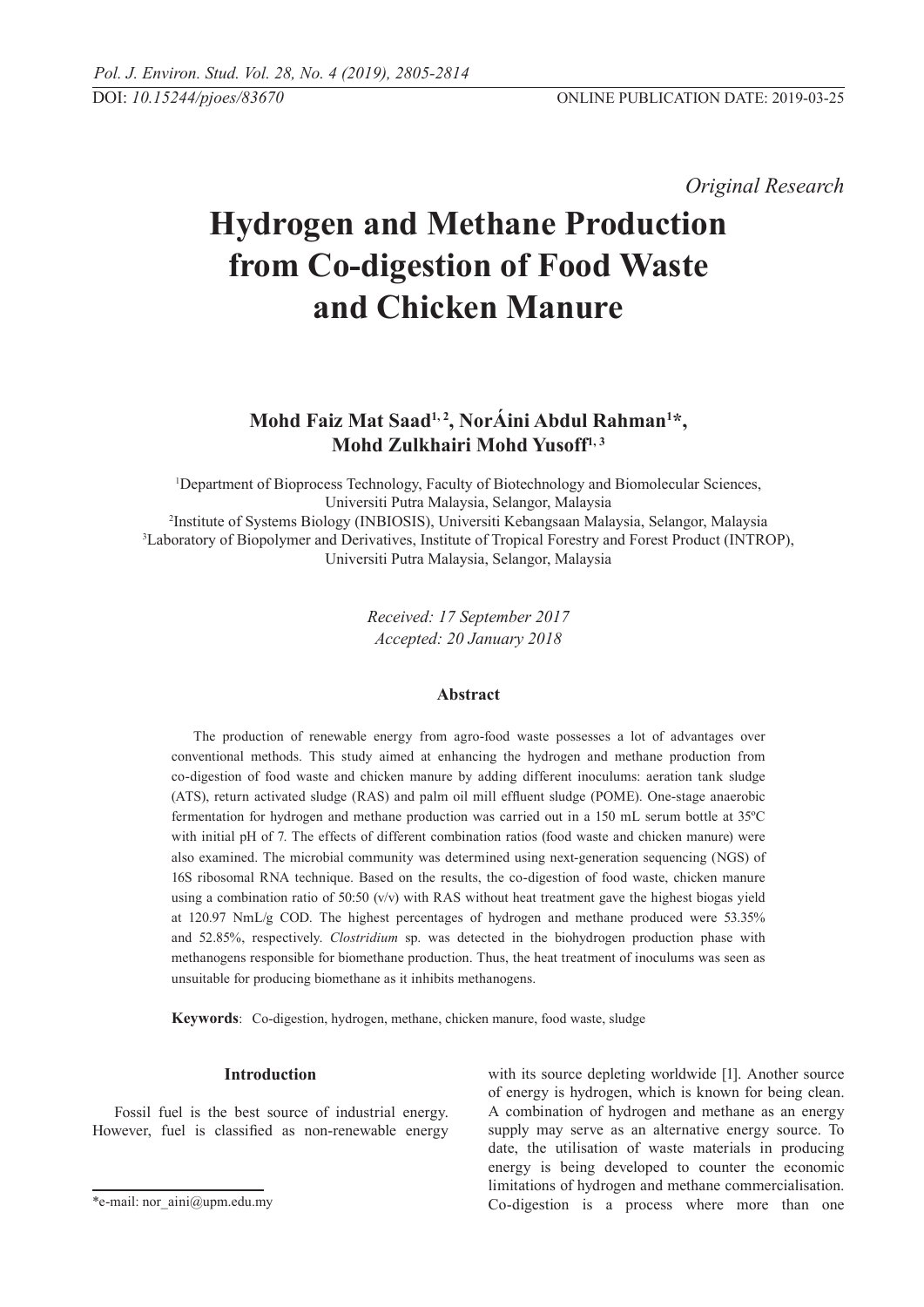*Original Research*

# Hydrogen and Methane Production from Co-digestion of Food Waste and Chicken Manure

**Mohd Faiz Mat Saad[1, 2], NorÁini Abdul Rahman[1]*, Mohd Zulkhairi Mohd Yusoff[1, 3]**

[1]Department of Bioprocess Technology, Faculty of Biotechnology and Biomolecular Sciences, Universiti Putra Malaysia, Selangor, Malaysia
[2]Institute of Systems Biology (INBIOSIS), Universiti Kebangsaan Malaysia, Selangor, Malaysia
[3]Laboratory of Biopolymer and Derivatives, Institute of Tropical Forestry and Forest Product (INTROP), Universiti Putra Malaysia, Selangor, Malaysia

*Received: 17 September 2017*
*Accepted: 20 January 2018*

## Abstract

The production of renewable energy from agro-food waste possesses a lot of advantages over conventional methods. This study aimed at enhancing the hydrogen and methane production from co-digestion of food waste and chicken manure by adding different inoculums: aeration tank sludge (ATS), return activated sludge (RAS) and palm oil mill effluent sludge (POME). One-stage anaerobic fermentation for hydrogen and methane production was carried out in a 150 mL serum bottle at 35ºC with initial pH of 7. The effects of different combination ratios (food waste and chicken manure) were also examined. The microbial community was determined using next-generation sequencing (NGS) of 16S ribosomal RNA technique. Based on the results, the co-digestion of food waste, chicken manure using a combination ratio of 50:50 (v/v) with RAS without heat treatment gave the highest biogas yield at 120.97 NmL/g COD. The highest percentages of hydrogen and methane produced were 53.35% and 52.85%, respectively. *Clostridium* sp. was detected in the biohydrogen production phase with methanogens responsible for biomethane production. Thus, the heat treatment of inoculums was seen as unsuitable for producing biomethane as it inhibits methanogens.

**Keywords**: Co-digestion, hydrogen, methane, chicken manure, food waste, sludge

## Introduction

Fossil fuel is the best source of industrial energy. However, fuel is classified as non-renewable energy with its source depleting worldwide [1]. Another source of energy is hydrogen, which is known for being clean. A combination of hydrogen and methane as an energy supply may serve as an alternative energy source. To date, the utilisation of waste materials in producing energy is being developed to counter the economic limitations of hydrogen and methane commercialisation. Co-digestion is a process where more than one

*e-mail: nor_aini@upm.edu.my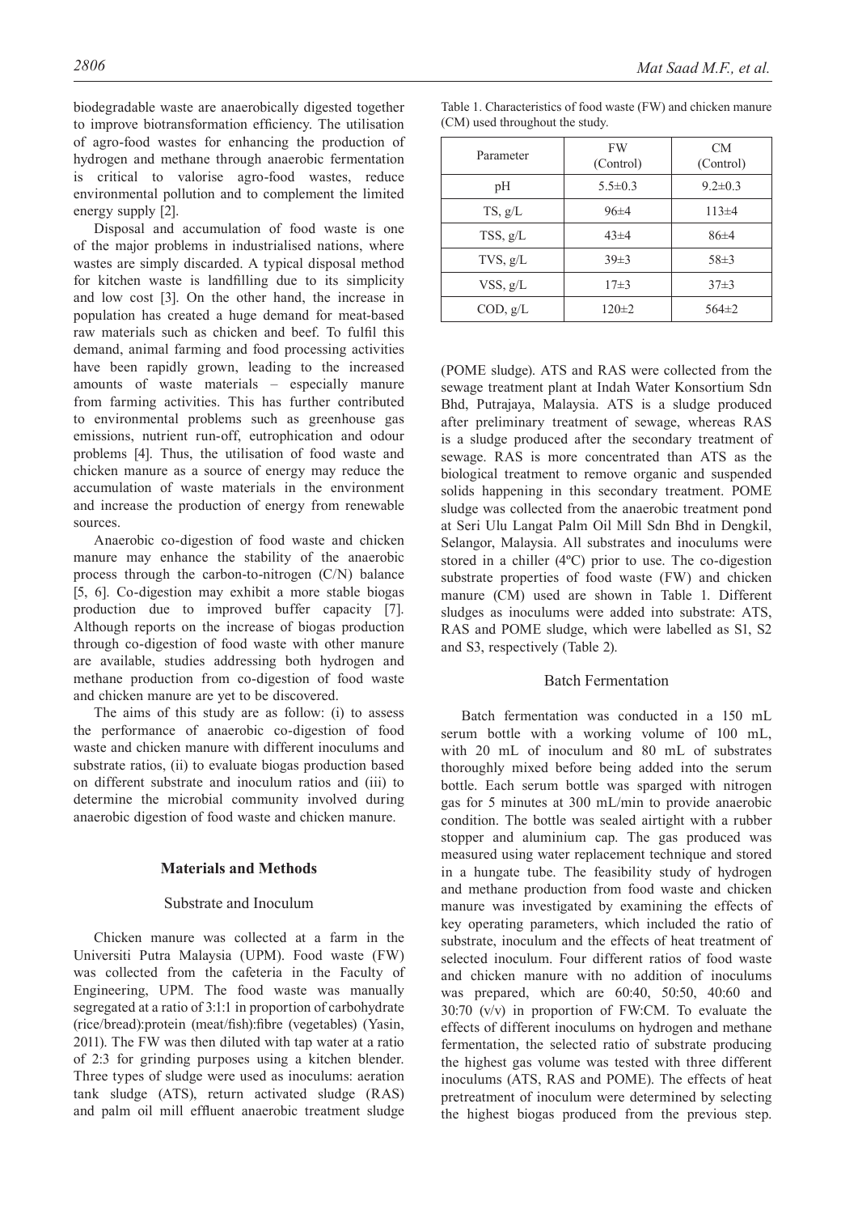biodegradable waste are anaerobically digested together to improve biotransformation efficiency. The utilisation of agro-food wastes for enhancing the production of hydrogen and methane through anaerobic fermentation is critical to valorise agro-food wastes, reduce environmental pollution and to complement the limited energy supply [2].

Disposal and accumulation of food waste is one of the major problems in industrialised nations, where wastes are simply discarded. A typical disposal method for kitchen waste is landfilling due to its simplicity and low cost [3]. On the other hand, the increase in population has created a huge demand for meat-based raw materials such as chicken and beef. To fulfil this demand, animal farming and food processing activities have been rapidly grown, leading to the increased amounts of waste materials – especially manure from farming activities. This has further contributed to environmental problems such as greenhouse gas emissions, nutrient run-off, eutrophication and odour problems [4]. Thus, the utilisation of food waste and chicken manure as a source of energy may reduce the accumulation of waste materials in the environment and increase the production of energy from renewable sources.

Anaerobic co-digestion of food waste and chicken manure may enhance the stability of the anaerobic process through the carbon-to-nitrogen (C/N) balance [5, 6]. Co-digestion may exhibit a more stable biogas production due to improved buffer capacity [7]. Although reports on the increase of biogas production through co-digestion of food waste with other manure are available, studies addressing both hydrogen and methane production from co-digestion of food waste and chicken manure are yet to be discovered.

The aims of this study are as follow: (i) to assess the performance of anaerobic co-digestion of food waste and chicken manure with different inoculums and substrate ratios, (ii) to evaluate biogas production based on different substrate and inoculum ratios and (iii) to determine the microbial community involved during anaerobic digestion of food waste and chicken manure.

## Materials and Methods

### Substrate and Inoculum

Chicken manure was collected at a farm in the Universiti Putra Malaysia (UPM). Food waste (FW) was collected from the cafeteria in the Faculty of Engineering, UPM. The food waste was manually segregated at a ratio of 3:1:1 in proportion of carbohydrate (rice/bread):protein (meat/fish):fibre (vegetables) (Yasin, 2011). The FW was then diluted with tap water at a ratio of 2:3 for grinding purposes using a kitchen blender. Three types of sludge were used as inoculums: aeration tank sludge (ATS), return activated sludge (RAS) and palm oil mill effluent anaerobic treatment sludge (POME sludge). ATS and RAS were collected from the sewage treatment plant at Indah Water Konsortium Sdn Bhd, Putrajaya, Malaysia. ATS is a sludge produced after preliminary treatment of sewage, whereas RAS is a sludge produced after the secondary treatment of sewage. RAS is more concentrated than ATS as the biological treatment to remove organic and suspended solids happening in this secondary treatment. POME sludge was collected from the anaerobic treatment pond at Seri Ulu Langat Palm Oil Mill Sdn Bhd in Dengkil, Selangor, Malaysia. All substrates and inoculums were stored in a chiller (4ºC) prior to use. The co-digestion substrate properties of food waste (FW) and chicken manure (CM) used are shown in Table 1. Different sludges as inoculums were added into substrate: ATS, RAS and POME sludge, which were labelled as S1, S2 and S3, respectively (Table 2).

Table 1. Characteristics of food waste (FW) and chicken manure (CM) used throughout the study.

| Parameter | FW (Control) | CM (Control) |
|---|---|---|
| pH | 5.5±0.3 | 9.2±0.3 |
| TS, g/L | 96±4 | 113±4 |
| TSS, g/L | 43±4 | 86±4 |
| TVS, g/L | 39±3 | 58±3 |
| VSS, g/L | 17±3 | 37±3 |
| COD, g/L | 120±2 | 564±2 |

### Batch Fermentation

Batch fermentation was conducted in a 150 mL serum bottle with a working volume of 100 mL, with 20 mL of inoculum and 80 mL of substrates thoroughly mixed before being added into the serum bottle. Each serum bottle was sparged with nitrogen gas for 5 minutes at 300 mL/min to provide anaerobic condition. The bottle was sealed airtight with a rubber stopper and aluminium cap. The gas produced was measured using water replacement technique and stored in a hungate tube. The feasibility study of hydrogen and methane production from food waste and chicken manure was investigated by examining the effects of key operating parameters, which included the ratio of substrate, inoculum and the effects of heat treatment of selected inoculum. Four different ratios of food waste and chicken manure with no addition of inoculums was prepared, which are 60:40, 50:50, 40:60 and 30:70 (v/v) in proportion of FW:CM. To evaluate the effects of different inoculums on hydrogen and methane fermentation, the selected ratio of substrate producing the highest gas volume was tested with three different inoculums (ATS, RAS and POME). The effects of heat pretreatment of inoculum were determined by selecting the highest biogas produced from the previous step.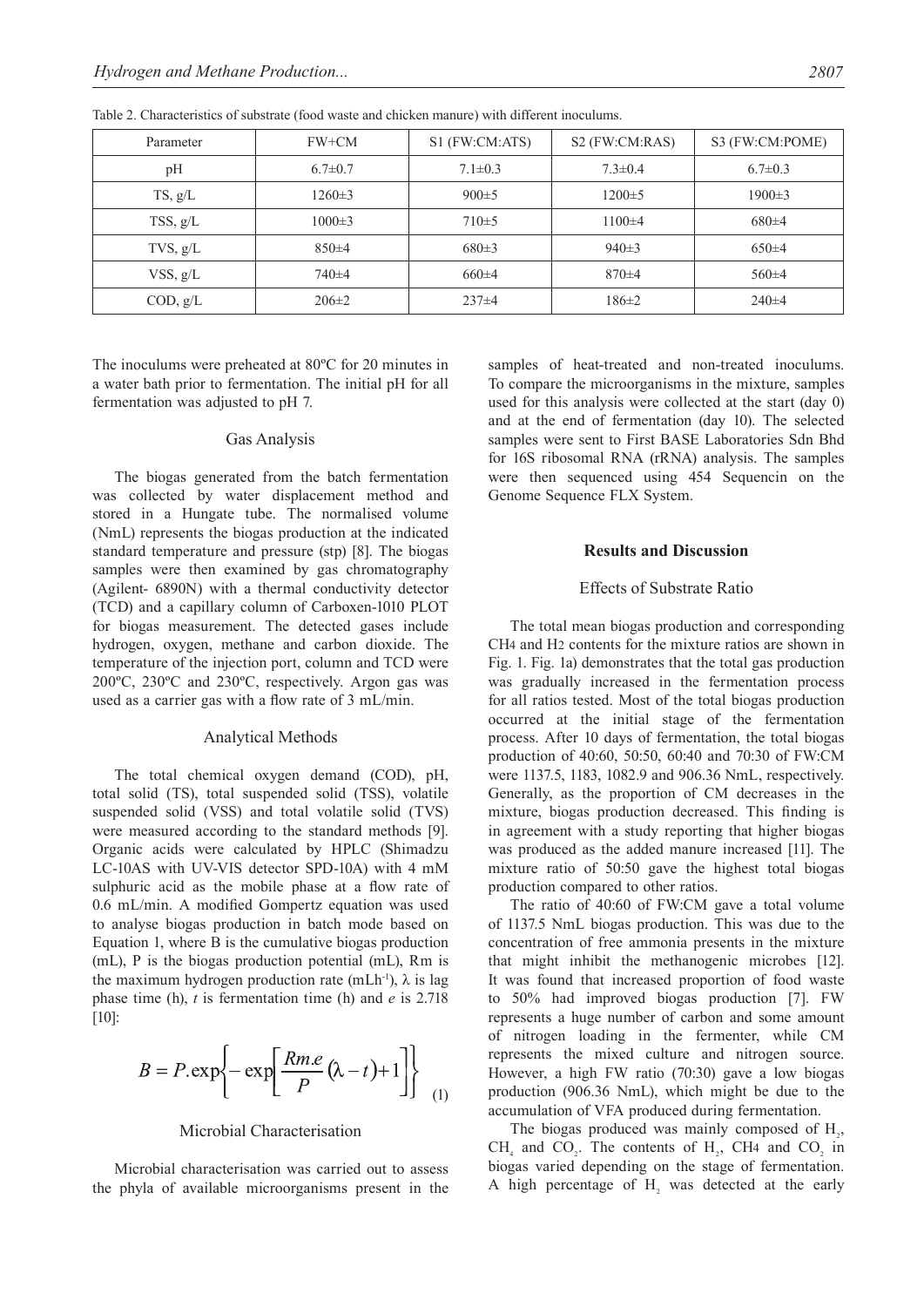Table 2. Characteristics of substrate (food waste and chicken manure) with different inoculums.

| Parameter | FW+CM | S1 (FW:CM:ATS) | S2 (FW:CM:RAS) | S3 (FW:CM:POME) |
|---|---|---|---|---|
| pH | 6.7±0.7 | 7.1±0.3 | 7.3±0.4 | 6.7±0.3 |
| TS, g/L | 1260±3 | 900±5 | 1200±5 | 1900±3 |
| TSS, g/L | 1000±3 | 710±5 | 1100±4 | 680±4 |
| TVS, g/L | 850±4 | 680±3 | 940±3 | 650±4 |
| VSS, g/L | 740±4 | 660±4 | 870±4 | 560±4 |
| COD, g/L | 206±2 | 237±4 | 186±2 | 240±4 |

The inoculums were preheated at 80ºC for 20 minutes in a water bath prior to fermentation. The initial pH for all fermentation was adjusted to pH 7.

### Gas Analysis

The biogas generated from the batch fermentation was collected by water displacement method and stored in a Hungate tube. The normalised volume (NmL) represents the biogas production at the indicated standard temperature and pressure (stp) [8]. The biogas samples were then examined by gas chromatography (Agilent- 6890N) with a thermal conductivity detector (TCD) and a capillary column of Carboxen-1010 PLOT for biogas measurement. The detected gases include hydrogen, oxygen, methane and carbon dioxide. The temperature of the injection port, column and TCD were 200ºC, 230ºC and 230ºC, respectively. Argon gas was used as a carrier gas with a flow rate of 3 mL/min.

### Analytical Methods

The total chemical oxygen demand (COD), pH, total solid (TS), total suspended solid (TSS), volatile suspended solid (VSS) and total volatile solid (TVS) were measured according to the standard methods [9]. Organic acids were calculated by HPLC (Shimadzu LC-10AS with UV-VIS detector SPD-10A) with 4 mM sulphuric acid as the mobile phase at a flow rate of 0.6 mL/min. A modified Gompertz equation was used to analyse biogas production in batch mode based on Equation 1, where B is the cumulative biogas production (mL), P is the biogas production potential (mL), Rm is the maximum hydrogen production rate (mLh$^{-1}$), $\lambda$ is lag phase time (h), $t$ is fermentation time (h) and $e$ is 2.718 [10]:

$$B = P.\exp\left\{-\exp\left[\frac{Rm.e}{P}(\lambda - t) + 1\right]\right\} \tag{1}$$

### Microbial Characterisation

Microbial characterisation was carried out to assess the phyla of available microorganisms present in the samples of heat-treated and non-treated inoculums. To compare the microorganisms in the mixture, samples used for this analysis were collected at the start (day 0) and at the end of fermentation (day 10). The selected samples were sent to First BASE Laboratories Sdn Bhd for 16S ribosomal RNA (rRNA) analysis. The samples were then sequenced using 454 Sequencin on the Genome Sequence FLX System.

## Results and Discussion

### Effects of Substrate Ratio

The total mean biogas production and corresponding $CH_4$ and $H_2$ contents for the mixture ratios are shown in Fig. 1. Fig. 1a) demonstrates that the total gas production was gradually increased in the fermentation process for all ratios tested. Most of the total biogas production occurred at the initial stage of the fermentation process. After 10 days of fermentation, the total biogas production of 40:60, 50:50, 60:40 and 70:30 of FW:CM were 1137.5, 1183, 1082.9 and 906.36 NmL, respectively. Generally, as the proportion of CM decreases in the mixture, biogas production decreased. This finding is in agreement with a study reporting that higher biogas was produced as the added manure increased [11]. The mixture ratio of 50:50 gave the highest total biogas production compared to other ratios.

The ratio of 40:60 of FW:CM gave a total volume of 1137.5 NmL biogas production. This was due to the concentration of free ammonia presents in the mixture that might inhibit the methanogenic microbes [12]. It was found that increased proportion of food waste to 50% had improved biogas production [7]. FW represents a huge number of carbon and some amount of nitrogen loading in the fermenter, while CM represents the mixed culture and nitrogen source. However, a high FW ratio (70:30) gave a low biogas production (906.36 NmL), which might be due to the accumulation of VFA produced during fermentation.

The biogas produced was mainly composed of $H_2$, $CH_4$ and $CO_2$. The contents of $H_2$, $CH_4$ and $CO_2$ in biogas varied depending on the stage of fermentation. A high percentage of $H_2$ was detected at the early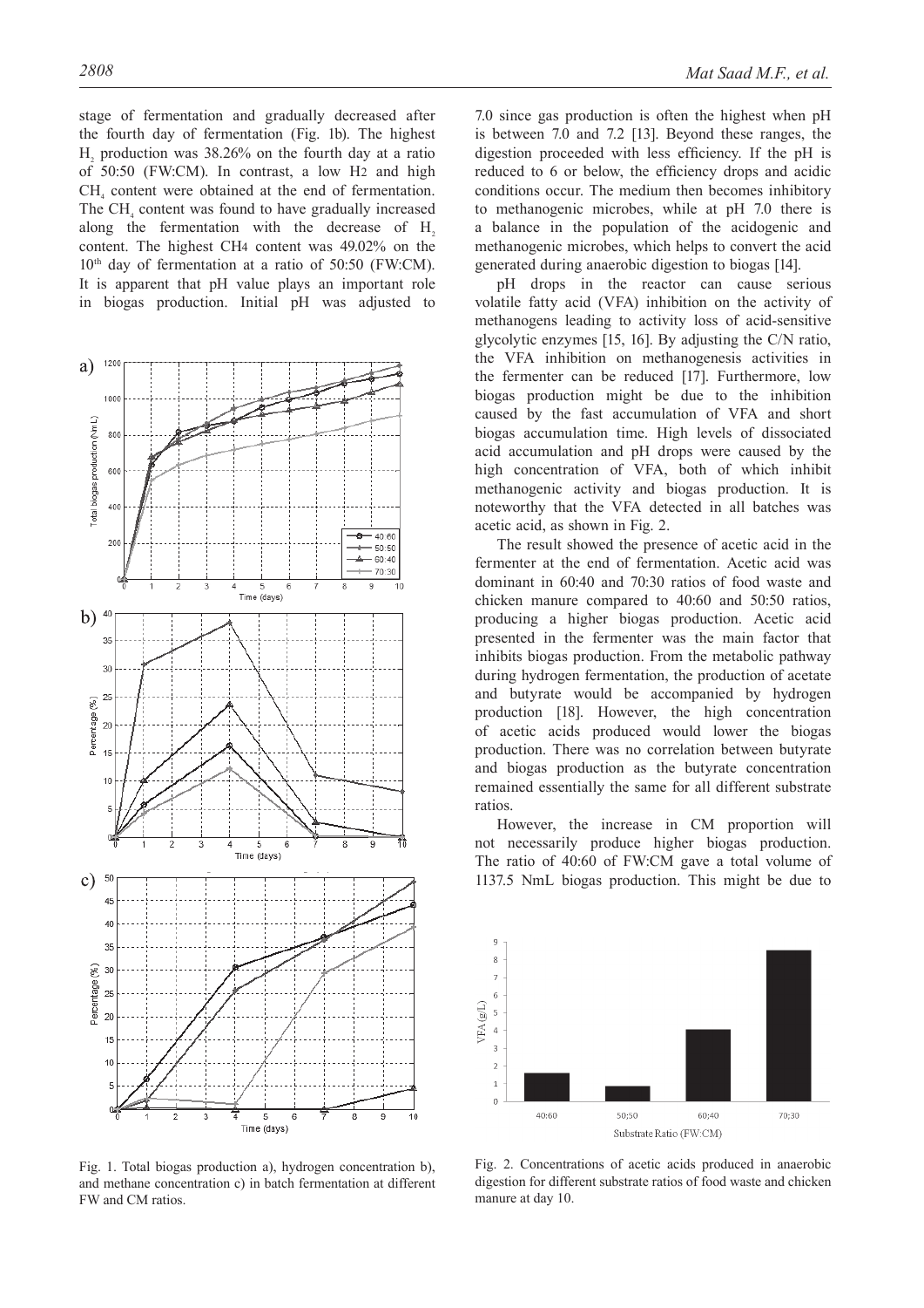stage of fermentation and gradually decreased after the fourth day of fermentation (Fig. 1b). The highest $H_2$ production was 38.26% on the fourth day at a ratio of 50:50 (FW:CM). In contrast, a low $H_2$ and high $CH_4$ content were obtained at the end of fermentation. The $CH_4$ content was found to have gradually increased along the fermentation with the decrease of $H_2$ content. The highest $CH_4$ content was 49.02% on the 10th day of fermentation at a ratio of 50:50 (FW:CM). It is apparent that pH value plays an important role in biogas production. Initial pH was adjusted to 7.0 since gas production is often the highest when pH is between 7.0 and 7.2 [13]. Beyond these ranges, the digestion proceeded with less efficiency. If the pH is reduced to 6 or below, the efficiency drops and acidic conditions occur. The medium then becomes inhibitory to methanogenic microbes, while at pH 7.0 there is a balance in the population of the acidogenic and methanogenic microbes, which helps to convert the acid generated during anaerobic digestion to biogas [14].

Fig. 1. Total biogas production a), hydrogen concentration b), and methane concentration c) in batch fermentation at different FW and CM ratios.

pH drops in the reactor can cause serious volatile fatty acid (VFA) inhibition on the activity of methanogens leading to activity loss of acid-sensitive glycolytic enzymes [15, 16]. By adjusting the C/N ratio, the VFA inhibition on methanogenesis activities in the fermenter can be reduced [17]. Furthermore, low biogas production might be due to the inhibition caused by the fast accumulation of VFA and short biogas accumulation time. High levels of dissociated acid accumulation and pH drops were caused by the high concentration of VFA, both of which inhibit methanogenic activity and biogas production. It is noteworthy that the VFA detected in all batches was acetic acid, as shown in Fig. 2.

The result showed the presence of acetic acid in the fermenter at the end of fermentation. Acetic acid was dominant in 60:40 and 70:30 ratios of food waste and chicken manure compared to 40:60 and 50:50 ratios, producing a higher biogas production. Acetic acid presented in the fermenter was the main factor that inhibits biogas production. From the metabolic pathway during hydrogen fermentation, the production of acetate and butyrate would be accompanied by hydrogen production [18]. However, the high concentration of acetic acids produced would lower the biogas production. There was no correlation between butyrate and biogas production as the butyrate concentration remained essentially the same for all different substrate ratios.

However, the increase in CM proportion will not necessarily produce higher biogas production. The ratio of 40:60 of FW:CM gave a total volume of 1137.5 NmL biogas production. This might be due to

Fig. 2. Concentrations of acetic acids produced in anaerobic digestion for different substrate ratios of food waste and chicken manure at day 10.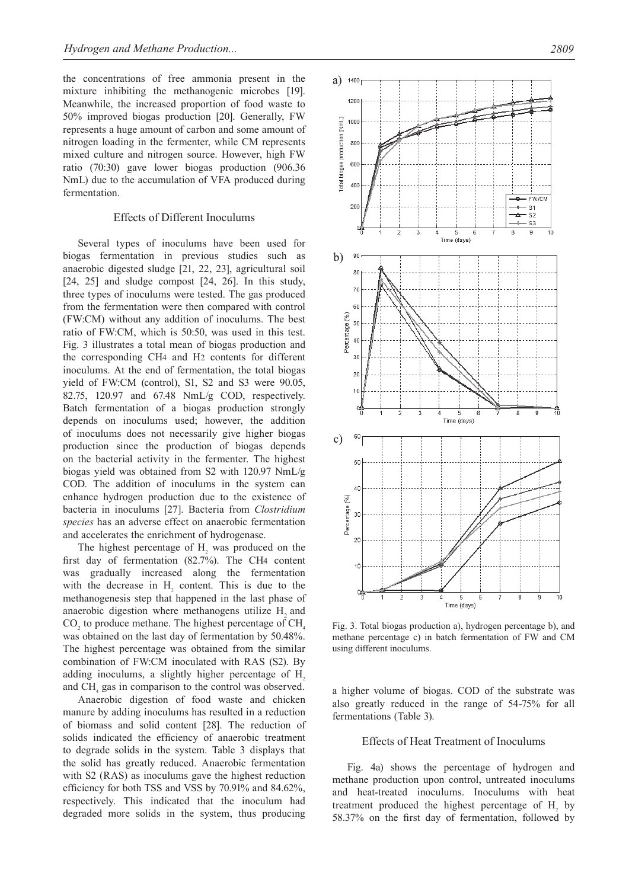the concentrations of free ammonia present in the mixture inhibiting the methanogenic microbes [19]. Meanwhile, the increased proportion of food waste to 50% improved biogas production [20]. Generally, FW represents a huge amount of carbon and some amount of nitrogen loading in the fermenter, while CM represents mixed culture and nitrogen source. However, high FW ratio (70:30) gave lower biogas production (906.36 NmL) due to the accumulation of VFA produced during fermentation.

## Effects of Different Inoculums

Several types of inoculums have been used for biogas fermentation in previous studies such as anaerobic digested sludge [21, 22, 23], agricultural soil [24, 25] and sludge compost [24, 26]. In this study, three types of inoculums were tested. The gas produced from the fermentation were then compared with control (FW:CM) without any addition of inoculums. The best ratio of FW:CM, which is 50:50, was used in this test. Fig. 3 illustrates a total mean of biogas production and the corresponding $CH_4$ and $H_2$ contents for different inoculums. At the end of fermentation, the total biogas yield of FW:CM (control), S1, S2 and S3 were 90.05, 82.75, 120.97 and 67.48 NmL/g COD, respectively. Batch fermentation of a biogas production strongly depends on inoculums used; however, the addition of inoculums does not necessarily give higher biogas production since the production of biogas depends on the bacterial activity in the fermenter. The highest biogas yield was obtained from S2 with 120.97 NmL/g COD. The addition of inoculums in the system can enhance hydrogen production due to the existence of bacteria in inoculums [27]. Bacteria from *Clostridium species* has an adverse effect on anaerobic fermentation and accelerates the enrichment of hydrogenase.

The highest percentage of $H_2$ was produced on the first day of fermentation (82.7%). The $CH_4$ content was gradually increased along the fermentation with the decrease in $H_2$ content. This is due to the methanogenesis step that happened in the last phase of anaerobic digestion where methanogens utilize $H_2$ and $CO_2$ to produce methane. The highest percentage of $CH_4$ was obtained on the last day of fermentation by 50.48%. The highest percentage was obtained from the similar combination of FW:CM inoculated with RAS (S2). By adding inoculums, a slightly higher percentage of $H_2$ and $CH_4$ gas in comparison to the control was observed.

Anaerobic digestion of food waste and chicken manure by adding inoculums has resulted in a reduction of biomass and solid content [28]. The reduction of solids indicated the efficiency of anaerobic treatment to degrade solids in the system. Table 3 displays that the solid has greatly reduced. Anaerobic fermentation with S2 (RAS) as inoculums gave the highest reduction efficiency for both TSS and VSS by 70.91% and 84.62%, respectively. This indicated that the inoculum had degraded more solids in the system, thus producing a higher volume of biogas. COD of the substrate was also greatly reduced in the range of 54-75% for all fermentations (Table 3).

Fig. 3. Total biogas production a), hydrogen percentage b), and methane percentage c) in batch fermentation of FW and CM using different inoculums.

## Effects of Heat Treatment of Inoculums

Fig. 4a) shows the percentage of hydrogen and methane production upon control, untreated inoculums and heat-treated inoculums. Inoculums with heat treatment produced the highest percentage of $H_2$ by 58.37% on the first day of fermentation, followed by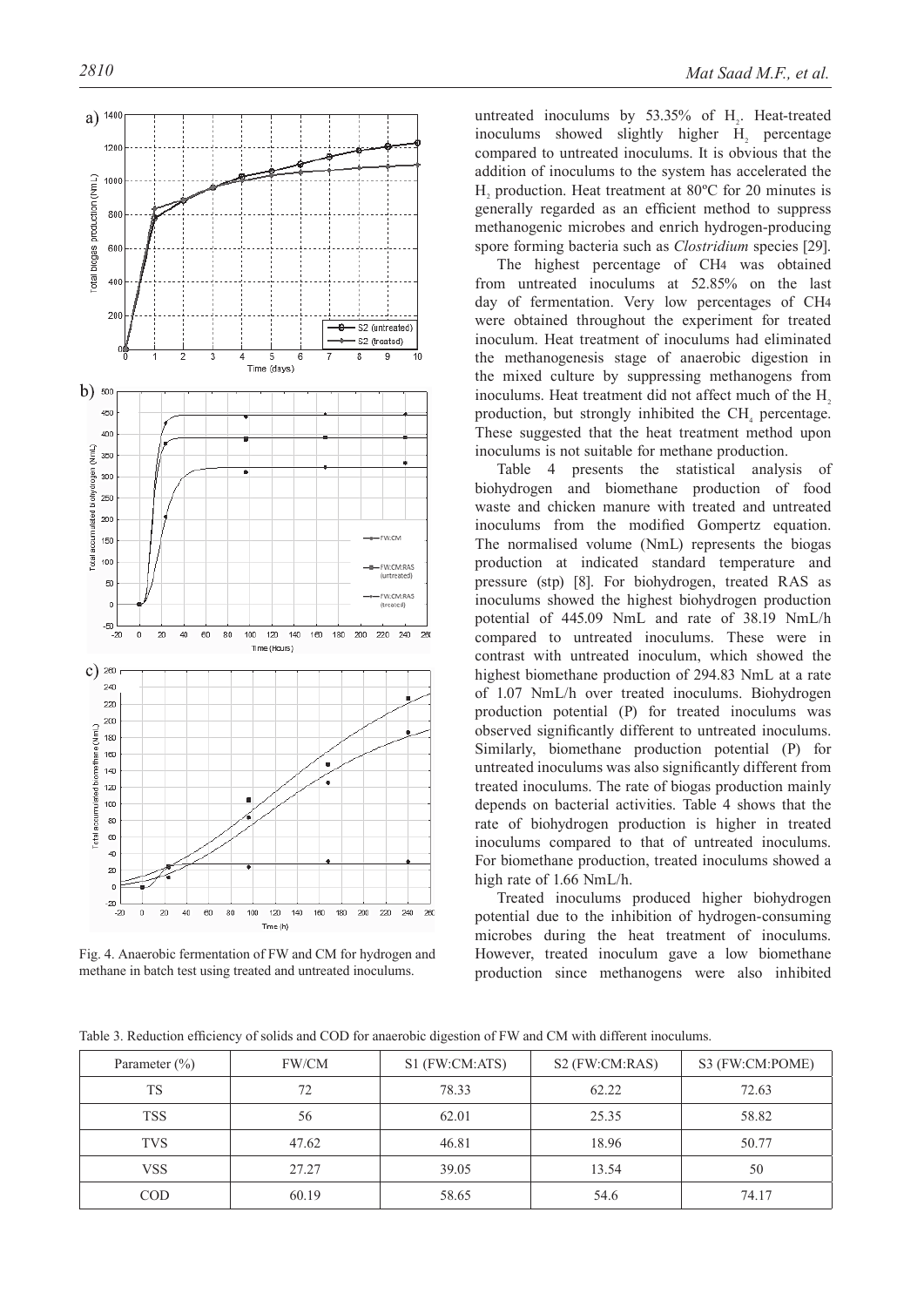Fig. 4. Anaerobic fermentation of FW and CM for hydrogen and methane in batch test using treated and untreated inoculums.

untreated inoculums by 53.35% of $H_2$. Heat-treated inoculums showed slightly higher $H_2$ percentage compared to untreated inoculums. It is obvious that the addition of inoculums to the system has accelerated the $H_2$ production. Heat treatment at 80ºC for 20 minutes is generally regarded as an efficient method to suppress methanogenic microbes and enrich hydrogen-producing spore forming bacteria such as *Clostridium* species [29].

The highest percentage of $CH_4$ was obtained from untreated inoculums at 52.85% on the last day of fermentation. Very low percentages of $CH_4$ were obtained throughout the experiment for treated inoculum. Heat treatment of inoculums had eliminated the methanogenesis stage of anaerobic digestion in the mixed culture by suppressing methanogens from inoculums. Heat treatment did not affect much of the $H_2$ production, but strongly inhibited the $CH_4$ percentage. These suggested that the heat treatment method upon inoculums is not suitable for methane production.

Table 4 presents the statistical analysis of biohydrogen and biomethane production of food waste and chicken manure with treated and untreated inoculums from the modified Gompertz equation. The normalised volume (NmL) represents the biogas production at indicated standard temperature and pressure (stp) [8]. For biohydrogen, treated RAS as inoculums showed the highest biohydrogen production potential of 445.09 NmL and rate of 38.19 NmL/h compared to untreated inoculums. These were in contrast with untreated inoculum, which showed the highest biomethane production of 294.83 NmL at a rate of 1.07 NmL/h over treated inoculums. Biohydrogen production potential (P) for treated inoculums was observed significantly different to untreated inoculums. Similarly, biomethane production potential (P) for untreated inoculums was also significantly different from treated inoculums. The rate of biogas production mainly depends on bacterial activities. Table 4 shows that the rate of biohydrogen production is higher in treated inoculums compared to that of untreated inoculums. For biomethane production, treated inoculums showed a high rate of 1.66 NmL/h.

Treated inoculums produced higher biohydrogen potential due to the inhibition of hydrogen-consuming microbes during the heat treatment of inoculums. However, treated inoculum gave a low biomethane production since methanogens were also inhibited

Table 3. Reduction efficiency of solids and COD for anaerobic digestion of FW and CM with different inoculums.

| Parameter (%) | FW/CM | S1 (FW:CM:ATS) | S2 (FW:CM:RAS) | S3 (FW:CM:POME) |
|---|---|---|---|---|
| TS | 72 | 78.33 | 62.22 | 72.63 |
| TSS | 56 | 62.01 | 25.35 | 58.82 |
| TVS | 47.62 | 46.81 | 18.96 | 50.77 |
| VSS | 27.27 | 39.05 | 13.54 | 50 |
| COD | 60.19 | 58.65 | 54.6 | 74.17 |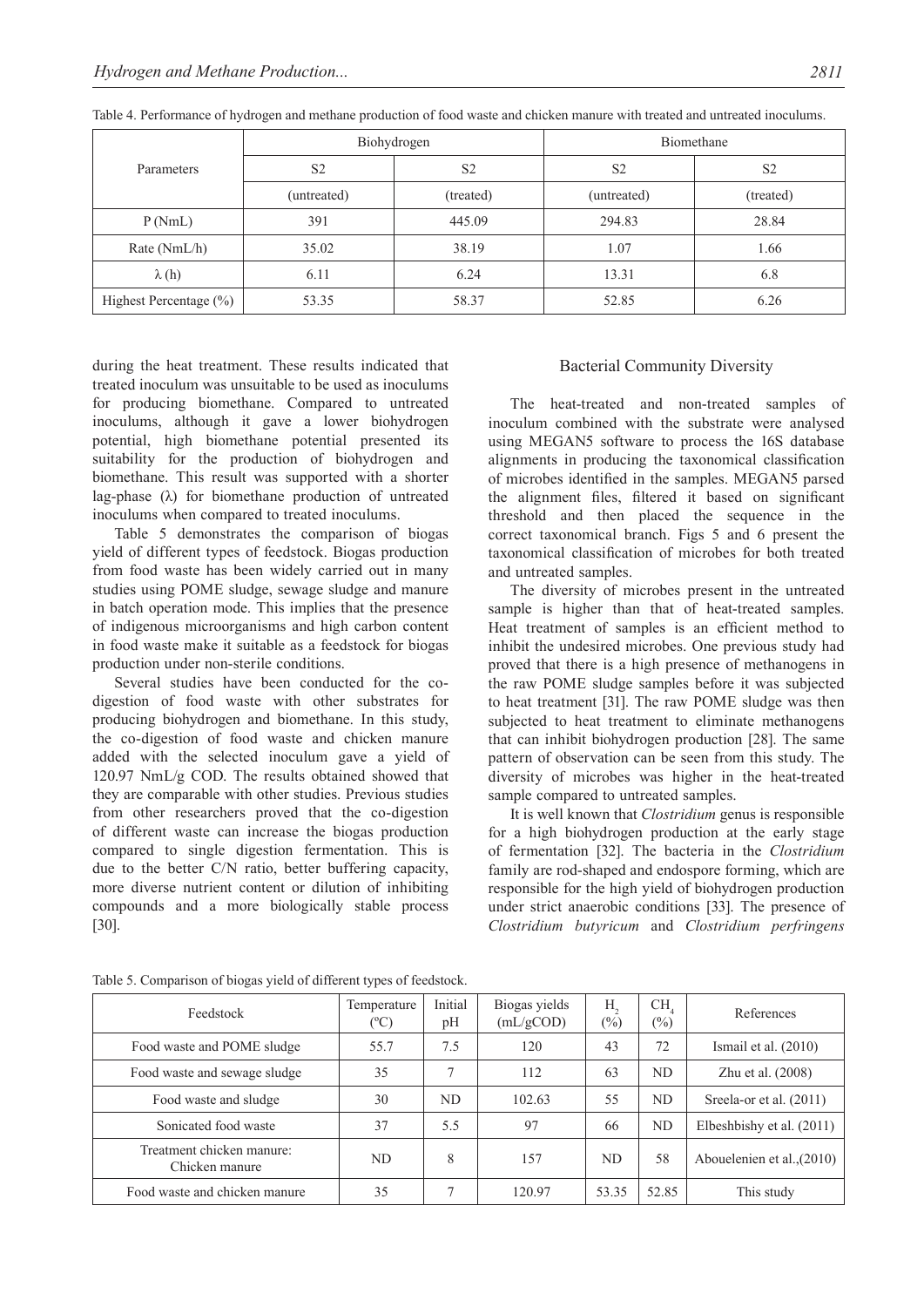Table 4. Performance of hydrogen and methane production of food waste and chicken manure with treated and untreated inoculums.

| Parameters | Biohydrogen | | Biomethane | |
|---|---|---|---|---|
| | S2 | S2 | S2 | S2 |
| | (untreated) | (treated) | (untreated) | (treated) |
| P (NmL) | 391 | 445.09 | 294.83 | 28.84 |
| Rate (NmL/h) | 35.02 | 38.19 | 1.07 | 1.66 |
| λ (h) | 6.11 | 6.24 | 13.31 | 6.8 |
| Highest Percentage (%) | 53.35 | 58.37 | 52.85 | 6.26 |

during the heat treatment. These results indicated that treated inoculum was unsuitable to be used as inoculums for producing biomethane. Compared to untreated inoculums, although it gave a lower biohydrogen potential, high biomethane potential presented its suitability for the production of biohydrogen and biomethane. This result was supported with a shorter lag-phase (λ) for biomethane production of untreated inoculums when compared to treated inoculums.

Table 5 demonstrates the comparison of biogas yield of different types of feedstock. Biogas production from food waste has been widely carried out in many studies using POME sludge, sewage sludge and manure in batch operation mode. This implies that the presence of indigenous microorganisms and high carbon content in food waste make it suitable as a feedstock for biogas production under non-sterile conditions.

Several studies have been conducted for the co-digestion of food waste with other substrates for producing biohydrogen and biomethane. In this study, the co-digestion of food waste and chicken manure added with the selected inoculum gave a yield of 120.97 NmL/g COD. The results obtained showed that they are comparable with other studies. Previous studies from other researchers proved that the co-digestion of different waste can increase the biogas production compared to single digestion fermentation. This is due to the better C/N ratio, better buffering capacity, more diverse nutrient content or dilution of inhibiting compounds and a more biologically stable process [30].

## Bacterial Community Diversity

The heat-treated and non-treated samples of inoculum combined with the substrate were analysed using MEGAN5 software to process the 16S database alignments in producing the taxonomical classification of microbes identified in the samples. MEGAN5 parsed the alignment files, filtered it based on significant threshold and then placed the sequence in the correct taxonomical branch. Figs 5 and 6 present the taxonomical classification of microbes for both treated and untreated samples.

The diversity of microbes present in the untreated sample is higher than that of heat-treated samples. Heat treatment of samples is an efficient method to inhibit the undesired microbes. One previous study had proved that there is a high presence of methanogens in the raw POME sludge samples before it was subjected to heat treatment [31]. The raw POME sludge was then subjected to heat treatment to eliminate methanogens that can inhibit biohydrogen production [28]. The same pattern of observation can be seen from this study. The diversity of microbes was higher in the heat-treated sample compared to untreated samples.

It is well known that *Clostridium* genus is responsible for a high biohydrogen production at the early stage of fermentation [32]. The bacteria in the *Clostridium* family are rod-shaped and endospore forming, which are responsible for the high yield of biohydrogen production under strict anaerobic conditions [33]. The presence of *Clostridium butyricum* and *Clostridium perfringens*

Table 5. Comparison of biogas yield of different types of feedstock.

| Feedstock | Temperature (°C) | Initial pH | Biogas yields (mL/gCOD) | $H_2$ (%) | $CH_4$ (%) | References |
|---|---|---|---|---|---|---|
| Food waste and POME sludge | 55.7 | 7.5 | 120 | 43 | 72 | Ismail et al. (2010) |
| Food waste and sewage sludge | 35 | 7 | 112 | 63 | ND | Zhu et al. (2008) |
| Food waste and sludge | 30 | ND | 102.63 | 55 | ND | Sreela-or et al. (2011) |
| Sonicated food waste | 37 | 5.5 | 97 | 66 | ND | Elbeshbishy et al. (2011) |
| Treatment chicken manure: Chicken manure | ND | 8 | 157 | ND | 58 | Abouelenien et al.,(2010) |
| Food waste and chicken manure | 35 | 7 | 120.97 | 53.35 | 52.85 | This study |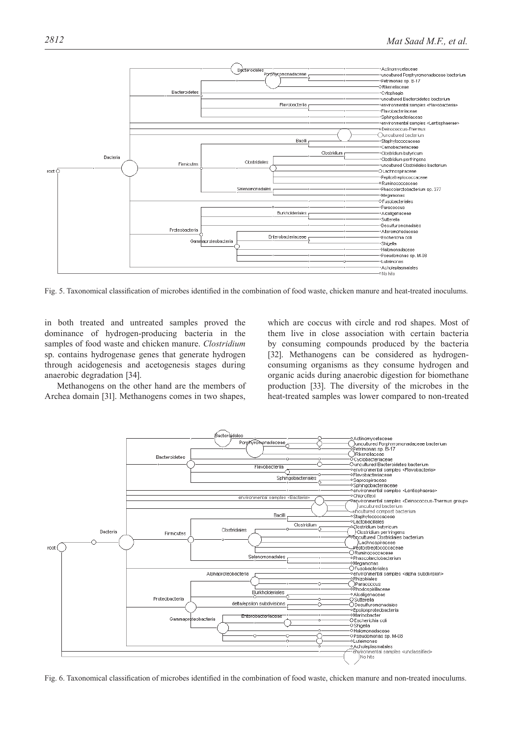Fig. 5. Taxonomical classification of microbes identified in the combination of food waste, chicken manure and heat-treated inoculums.

in both treated and untreated samples proved the dominance of hydrogen-producing bacteria in the samples of food waste and chicken manure. *Clostridium* sp. contains hydrogenase genes that generate hydrogen through acidogenesis and acetogenesis stages during anaerobic degradation [34].

Methanogens on the other hand are the members of Archea domain [31]. Methanogens comes in two shapes, which are coccus with circle and rod shapes. Most of them live in close association with certain bacteria by consuming compounds produced by the bacteria [32]. Methanogens can be considered as hydrogen-consuming organisms as they consume hydrogen and organic acids during anaerobic digestion for biomethane production [33]. The diversity of the microbes in the heat-treated samples was lower compared to non-treated

Fig. 6. Taxonomical classification of microbes identified in the combination of food waste, chicken manure and non-treated inoculums.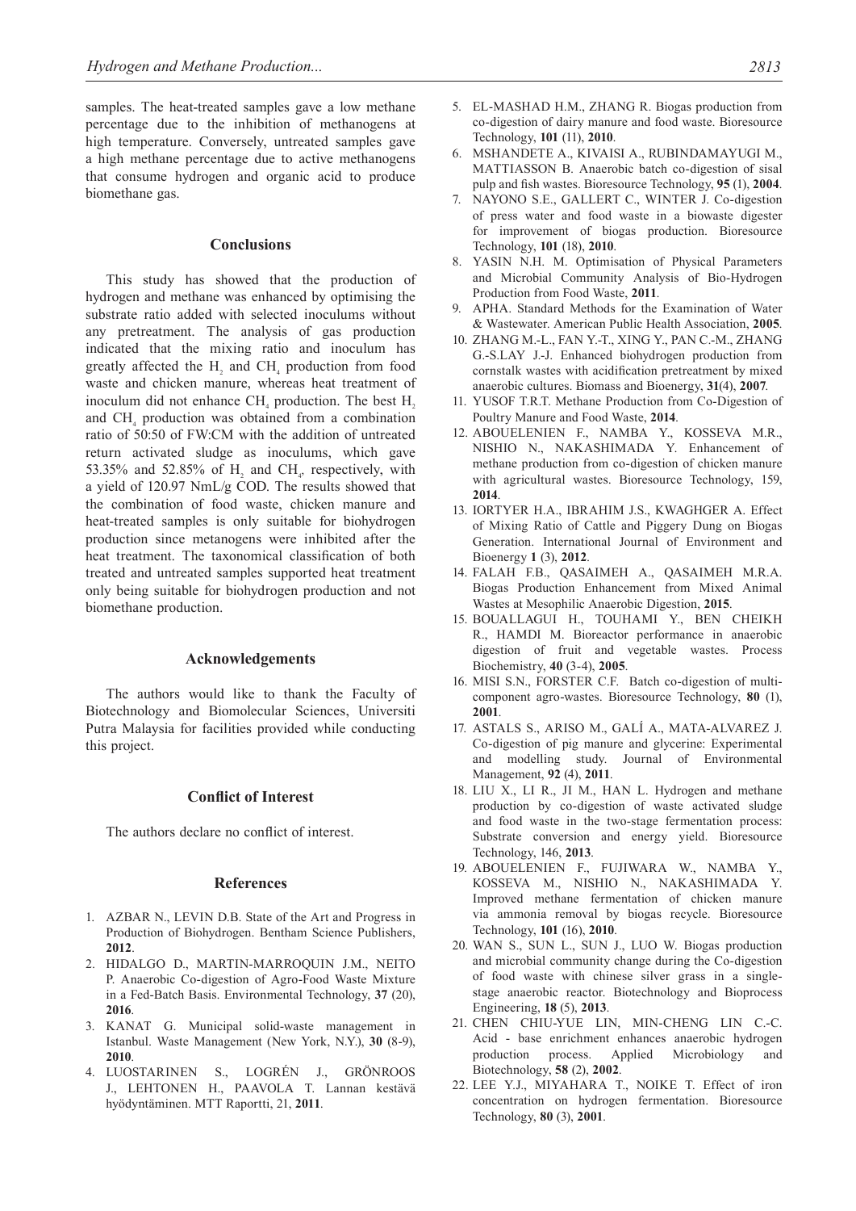samples. The heat-treated samples gave a low methane percentage due to the inhibition of methanogens at high temperature. Conversely, untreated samples gave a high methane percentage due to active methanogens that consume hydrogen and organic acid to produce biomethane gas.

## Conclusions

This study has showed that the production of hydrogen and methane was enhanced by optimising the substrate ratio added with selected inoculums without any pretreatment. The analysis of gas production indicated that the mixing ratio and inoculum has greatly affected the $H_2$ and $CH_4$ production from food waste and chicken manure, whereas heat treatment of inoculum did not enhance $CH_4$ production. The best $H_2$ and $CH_4$ production was obtained from a combination ratio of 50:50 of FW:CM with the addition of untreated return activated sludge as inoculums, which gave 53.35% and 52.85% of $H_2$ and $CH_4$, respectively, with a yield of 120.97 NmL/g COD. The results showed that the combination of food waste, chicken manure and heat-treated samples is only suitable for biohydrogen production since metanogens were inhibited after the heat treatment. The taxonomical classification of both treated and untreated samples supported heat treatment only being suitable for biohydrogen production and not biomethane production.

## Acknowledgements

The authors would like to thank the Faculty of Biotechnology and Biomolecular Sciences, Universiti Putra Malaysia for facilities provided while conducting this project.

## Conflict of Interest

The authors declare no conflict of interest.

## References

1. AZBAR N., LEVIN D.B. State of the Art and Progress in Production of Biohydrogen. Bentham Science Publishers, **2012**.
2. HIDALGO D., MARTIN-MARROQUIN J.M., NEITO P. Anaerobic Co-digestion of Agro-Food Waste Mixture in a Fed-Batch Basis. Environmental Technology, **37** (20), **2016**.
3. KANAT G. Municipal solid-waste management in Istanbul. Waste Management (New York, N.Y.), **30** (8-9), **2010**.
4. LUOSTARINEN S., LOGRÉN J., GRÖNROOS J., LEHTONEN H., PAAVOLA T. Lannan kestävä hyödyntäminen. MTT Raportti, 21, **2011**.
5. EL-MASHAD H.M., ZHANG R. Biogas production from co-digestion of dairy manure and food waste. Bioresource Technology, **101** (11), **2010**.
6. MSHANDETE A., KIVAISI A., RUBINDAMAYUGI M., MATTIASSON B. Anaerobic batch co-digestion of sisal pulp and fish wastes. Bioresource Technology, **95** (1), **2004**.
7. NAYONO S.E., GALLERT C., WINTER J. Co-digestion of press water and food waste in a biowaste digester for improvement of biogas production. Bioresource Technology, **101** (18), **2010**.
8. YASIN N.H. M. Optimisation of Physical Parameters and Microbial Community Analysis of Bio-Hydrogen Production from Food Waste, **2011**.
9. APHA. Standard Methods for the Examination of Water & Wastewater. American Public Health Association, **2005**.
10. ZHANG M.-L., FAN Y.-T., XING Y., PAN C.-M., ZHANG G.-S.LAY J.-J. Enhanced biohydrogen production from cornstalk wastes with acidification pretreatment by mixed anaerobic cultures. Biomass and Bioenergy, **31**(4), **2007**.
11. YUSOF T.R.T. Methane Production from Co-Digestion of Poultry Manure and Food Waste, **2014**.
12. ABOUELENIEN F., NAMBA Y., KOSSEVA M.R., NISHIO N., NAKASHIMADA Y. Enhancement of methane production from co-digestion of chicken manure with agricultural wastes. Bioresource Technology, 159, **2014**.
13. IORTYER H.A., IBRAHIM J.S., KWAGHGER A. Effect of Mixing Ratio of Cattle and Piggery Dung on Biogas Generation. International Journal of Environment and Bioenergy **1** (3), **2012**.
14. FALAH F.B., QASAIMEH A., QASAIMEH M.R.A. Biogas Production Enhancement from Mixed Animal Wastes at Mesophilic Anaerobic Digestion, **2015**.
15. BOUALLAGUI H., TOUHAMI Y., BEN CHEIKH R., HAMDI M. Bioreactor performance in anaerobic digestion of fruit and vegetable wastes. Process Biochemistry, **40** (3-4), **2005**.
16. MISI S.N., FORSTER C.F. Batch co-digestion of multi-component agro-wastes. Bioresource Technology, **80** (1), **2001**.
17. ASTALS S., ARISO M., GALÍ A., MATA-ALVAREZ J. Co-digestion of pig manure and glycerine: Experimental and modelling study. Journal of Environmental Management, **92** (4), **2011**.
18. LIU X., LI R., JI M., HAN L. Hydrogen and methane production by co-digestion of waste activated sludge and food waste in the two-stage fermentation process: Substrate conversion and energy yield. Bioresource Technology, 146, **2013**.
19. ABOUELENIEN F., FUJIWARA W., NAMBA Y., KOSSEVA M., NISHIO N., NAKASHIMADA Y. Improved methane fermentation of chicken manure via ammonia removal by biogas recycle. Bioresource Technology, **101** (16), **2010**.
20. WAN S., SUN L., SUN J., LUO W. Biogas production and microbial community change during the Co-digestion of food waste with chinese silver grass in a single-stage anaerobic reactor. Biotechnology and Bioprocess Engineering, **18** (5), **2013**.
21. CHEN CHIU-YUE LIN, MIN-CHENG LIN C.-C. Acid - base enrichment enhances anaerobic hydrogen production process. Applied Microbiology and Biotechnology, **58** (2), **2002**.
22. LEE Y.J., MIYAHARA T., NOIKE T. Effect of iron concentration on hydrogen fermentation. Bioresource Technology, **80** (3), **2001**.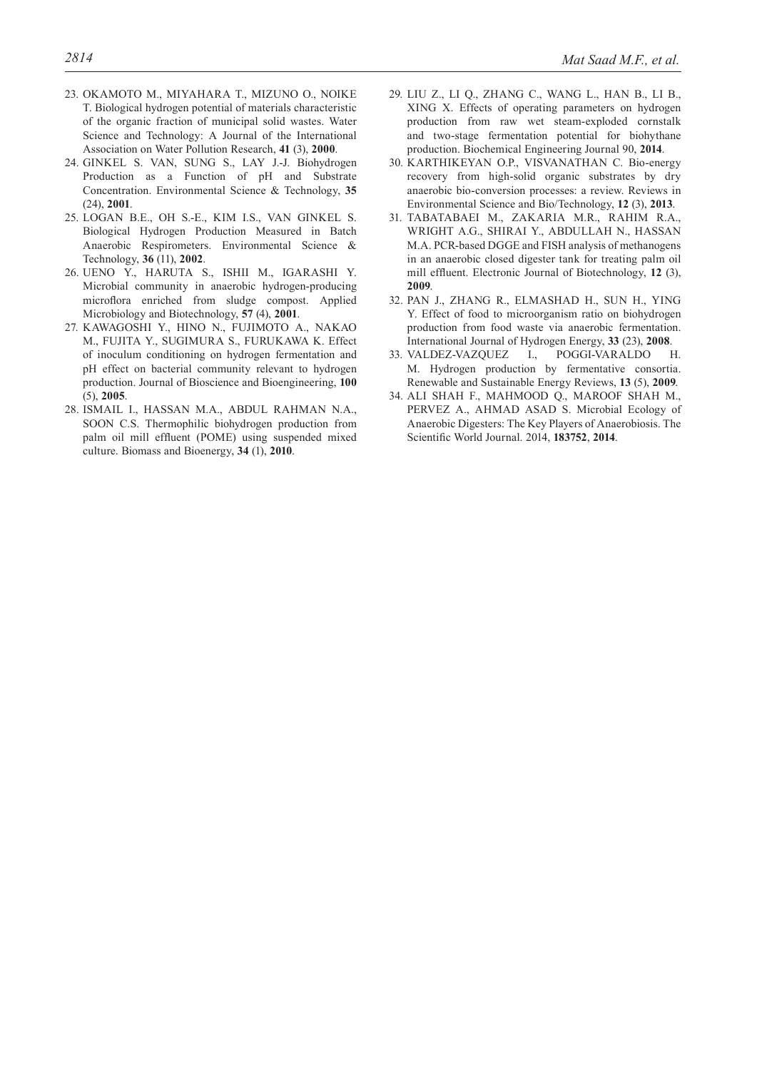23. OKAMOTO M., MIYAHARA T., MIZUNO O., NOIKE T. Biological hydrogen potential of materials characteristic of the organic fraction of municipal solid wastes. Water Science and Technology: A Journal of the International Association on Water Pollution Research, **41** (3), **2000**.
24. GINKEL S. VAN, SUNG S., LAY J.-J. Biohydrogen Production as a Function of pH and Substrate Concentration. Environmental Science & Technology, **35** (24), **2001**.
25. LOGAN B.E., OH S.-E., KIM I.S., VAN GINKEL S. Biological Hydrogen Production Measured in Batch Anaerobic Respirometers. Environmental Science & Technology, **36** (11), **2002**.
26. UENO Y., HARUTA S., ISHII M., IGARASHI Y. Microbial community in anaerobic hydrogen-producing microflora enriched from sludge compost. Applied Microbiology and Biotechnology, **57** (4), **2001**.
27. KAWAGOSHI Y., HINO N., FUJIMOTO A., NAKAO M., FUJITA Y., SUGIMURA S., FURUKAWA K. Effect of inoculum conditioning on hydrogen fermentation and pH effect on bacterial community relevant to hydrogen production. Journal of Bioscience and Bioengineering, **100** (5), **2005**.
28. ISMAIL I., HASSAN M.A., ABDUL RAHMAN N.A., SOON C.S. Thermophilic biohydrogen production from palm oil mill effluent (POME) using suspended mixed culture. Biomass and Bioenergy, **34** (1), **2010**.
29. LIU Z., LI Q., ZHANG C., WANG L., HAN B., LI B., XING X. Effects of operating parameters on hydrogen production from raw wet steam-exploded cornstalk and two-stage fermentation potential for biohythane production. Biochemical Engineering Journal 90, **2014**.
30. KARTHIKEYAN O.P., VISVANATHAN C. Bio-energy recovery from high-solid organic substrates by dry anaerobic bio-conversion processes: a review. Reviews in Environmental Science and Bio/Technology, **12** (3), **2013**.
31. TABATABAEI M., ZAKARIA M.R., RAHIM R.A., WRIGHT A.G., SHIRAI Y., ABDULLAH N., HASSAN M.A. PCR-based DGGE and FISH analysis of methanogens in an anaerobic closed digester tank for treating palm oil mill effluent. Electronic Journal of Biotechnology, **12** (3), **2009**.
32. PAN J., ZHANG R., ELMASHAD H., SUN H., YING Y. Effect of food to microorganism ratio on biohydrogen production from food waste via anaerobic fermentation. International Journal of Hydrogen Energy, **33** (23), **2008**.
33. VALDEZ-VAZQUEZ I., POGGI-VARALDO H. M. Hydrogen production by fermentative consortia. Renewable and Sustainable Energy Reviews, **13** (5), **2009**.
34. ALI SHAH F., MAHMOOD Q., MAROOF SHAH M., PERVEZ A., AHMAD ASAD S. Microbial Ecology of Anaerobic Digesters: The Key Players of Anaerobiosis. The Scientific World Journal. 2014, **183752**, **2014**.